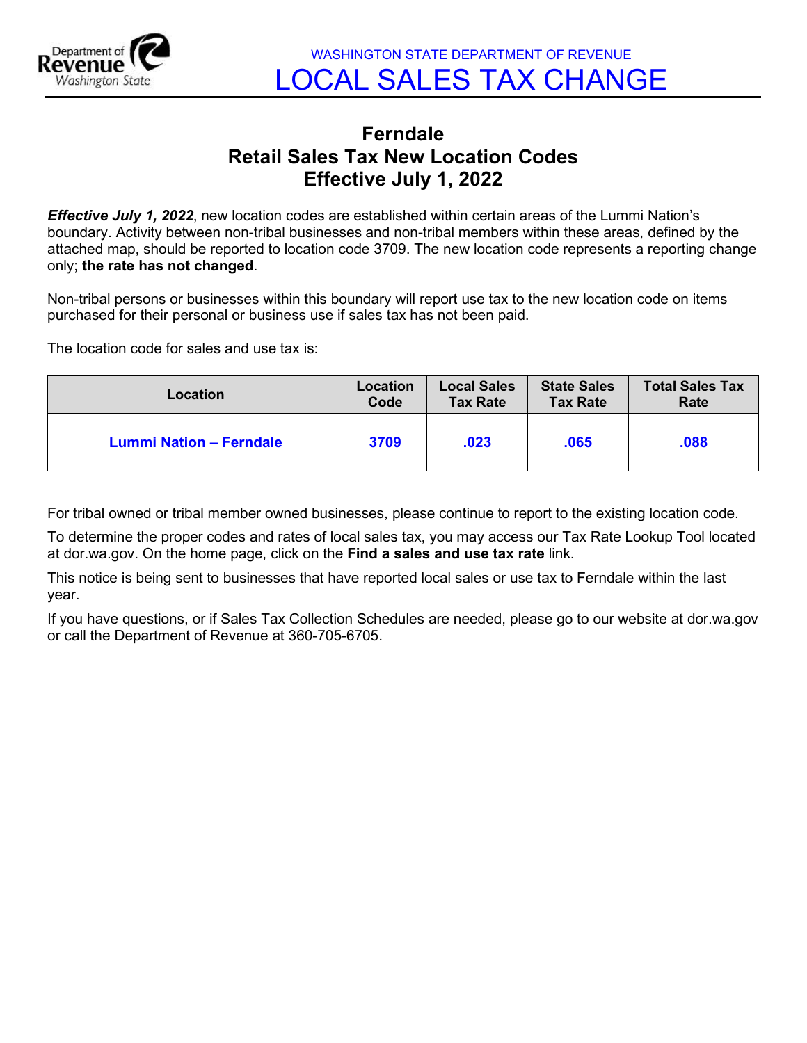WASHINGTON STATE DEPARTMENT OF REVENUE

# LOCAL SALES TAX CHANGE

## Ferndale
## Retail Sales Tax New Location Codes
## Effective July 1, 2022

***Effective July 1, 2022***, new location codes are established within certain areas of the Lummi Nation's boundary. Activity between non-tribal businesses and non-tribal members within these areas, defined by the attached map, should be reported to location code 3709. The new location code represents a reporting change only; **the rate has not changed**.

Non-tribal persons or businesses within this boundary will report use tax to the new location code on items purchased for their personal or business use if sales tax has not been paid.

The location code for sales and use tax is:

| Location | Location Code | Local Sales Tax Rate | State Sales Tax Rate | Total Sales Tax Rate |
|---|---|---|---|---|
| **Lummi Nation – Ferndale** | **3709** | **.023** | **.065** | **.088** |

For tribal owned or tribal member owned businesses, please continue to report to the existing location code.

To determine the proper codes and rates of local sales tax, you may access our Tax Rate Lookup Tool located at dor.wa.gov. On the home page, click on the **Find a sales and use tax rate** link.

This notice is being sent to businesses that have reported local sales or use tax to Ferndale within the last year.

If you have questions, or if Sales Tax Collection Schedules are needed, please go to our website at dor.wa.gov or call the Department of Revenue at 360-705-6705.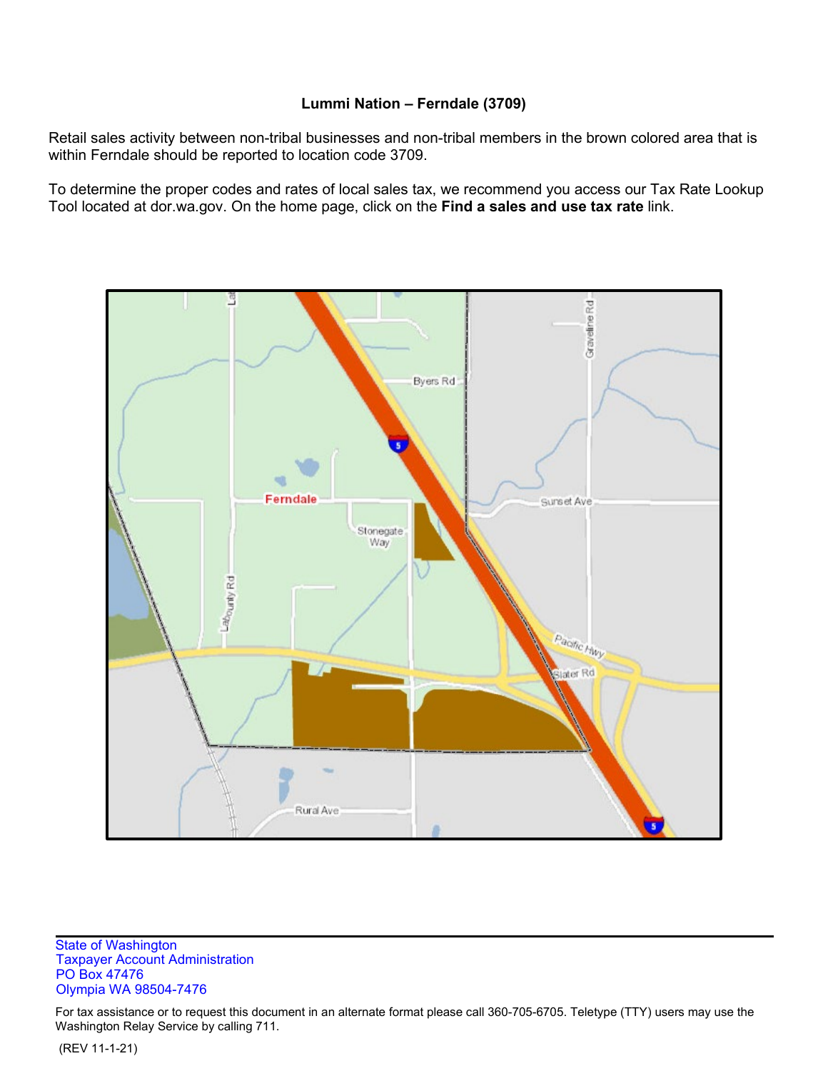**Lummi Nation – Ferndale (3709)**

Retail sales activity between non-tribal businesses and non-tribal members in the brown colored area that is within Ferndale should be reported to location code 3709.

To determine the proper codes and rates of local sales tax, we recommend you access our Tax Rate Lookup Tool located at dor.wa.gov. On the home page, click on the **Find a sales and use tax rate** link.

Byers Rd
Graveline Rd
Ferndale
Sunset Ave
Stonegate Way
Labounty Rd
Pacific Hwy
Slater Rd
Rural Ave
5

State of Washington
Taxpayer Account Administration
PO Box 47476
Olympia WA 98504-7476

For tax assistance or to request this document in an alternate format please call 360-705-6705. Teletype (TTY) users may use the Washington Relay Service by calling 711.

(REV 11-1-21)